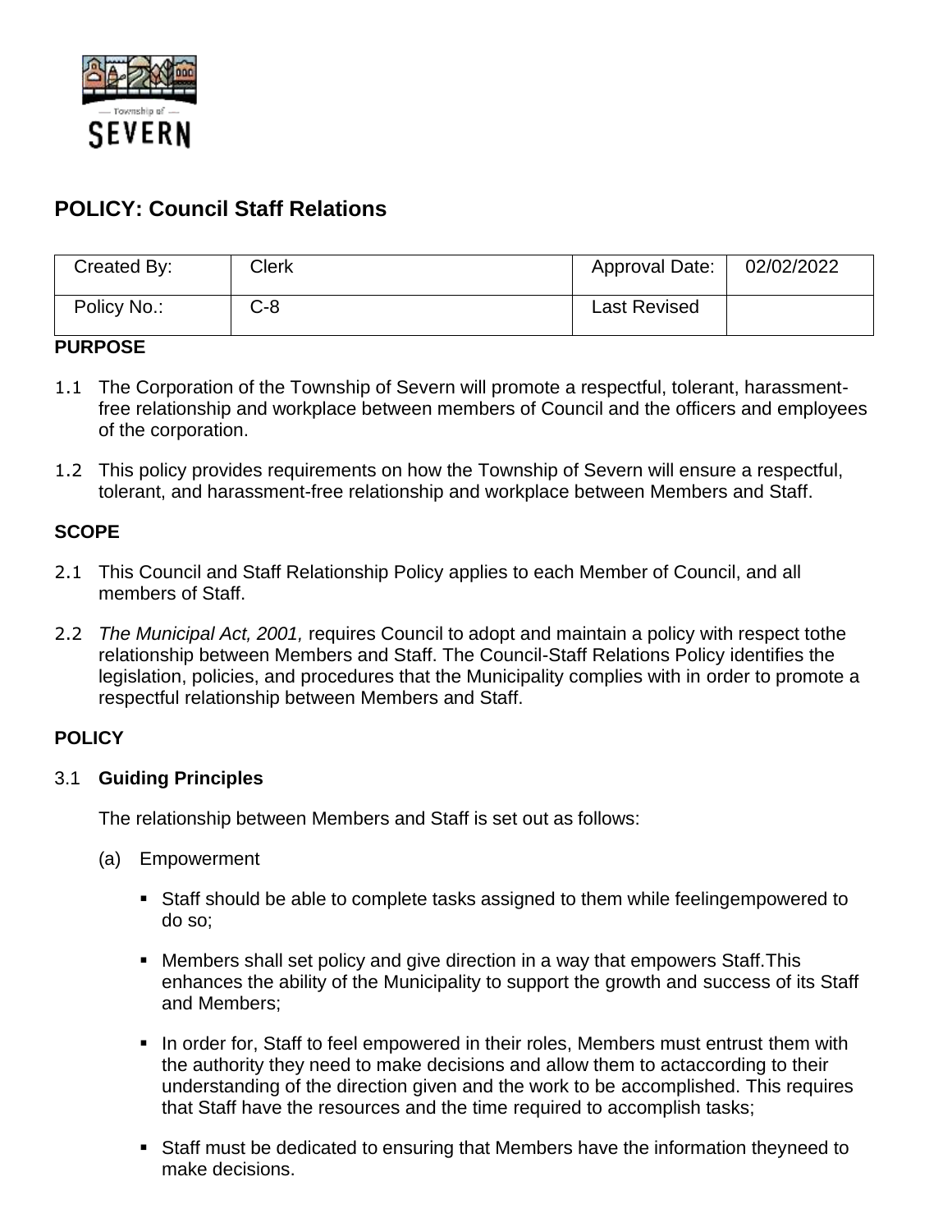# POLICY: Council Staff Relations

| Created By: | Clerk | Approval Date: | 02/02/2022 |
| --- | --- | --- | --- |
| Policy No.: | C-8 | Last Revised | |

## PURPOSE

1.1 The Corporation of the Township of Severn will promote a respectful, tolerant, harassment-free relationship and workplace between members of Council and the officers and employees of the corporation.

1.2 This policy provides requirements on how the Township of Severn will ensure a respectful, tolerant, and harassment-free relationship and workplace between Members and Staff.

## SCOPE

2.1 This Council and Staff Relationship Policy applies to each Member of Council, and all members of Staff.

2.2 *The Municipal Act, 2001,* requires Council to adopt and maintain a policy with respect tothe relationship between Members and Staff. The Council-Staff Relations Policy identifies the legislation, policies, and procedures that the Municipality complies with in order to promote a respectful relationship between Members and Staff.

## POLICY

3.1 **Guiding Principles**

The relationship between Members and Staff is set out as follows:

(a) Empowerment

- Staff should be able to complete tasks assigned to them while feelingempowered to do so;
- Members shall set policy and give direction in a way that empowers Staff.This enhances the ability of the Municipality to support the growth and success of its Staff and Members;
- In order for, Staff to feel empowered in their roles, Members must entrust them with the authority they need to make decisions and allow them to actaccording to their understanding of the direction given and the work to be accomplished. This requires that Staff have the resources and the time required to accomplish tasks;
- Staff must be dedicated to ensuring that Members have the information theyneed to make decisions.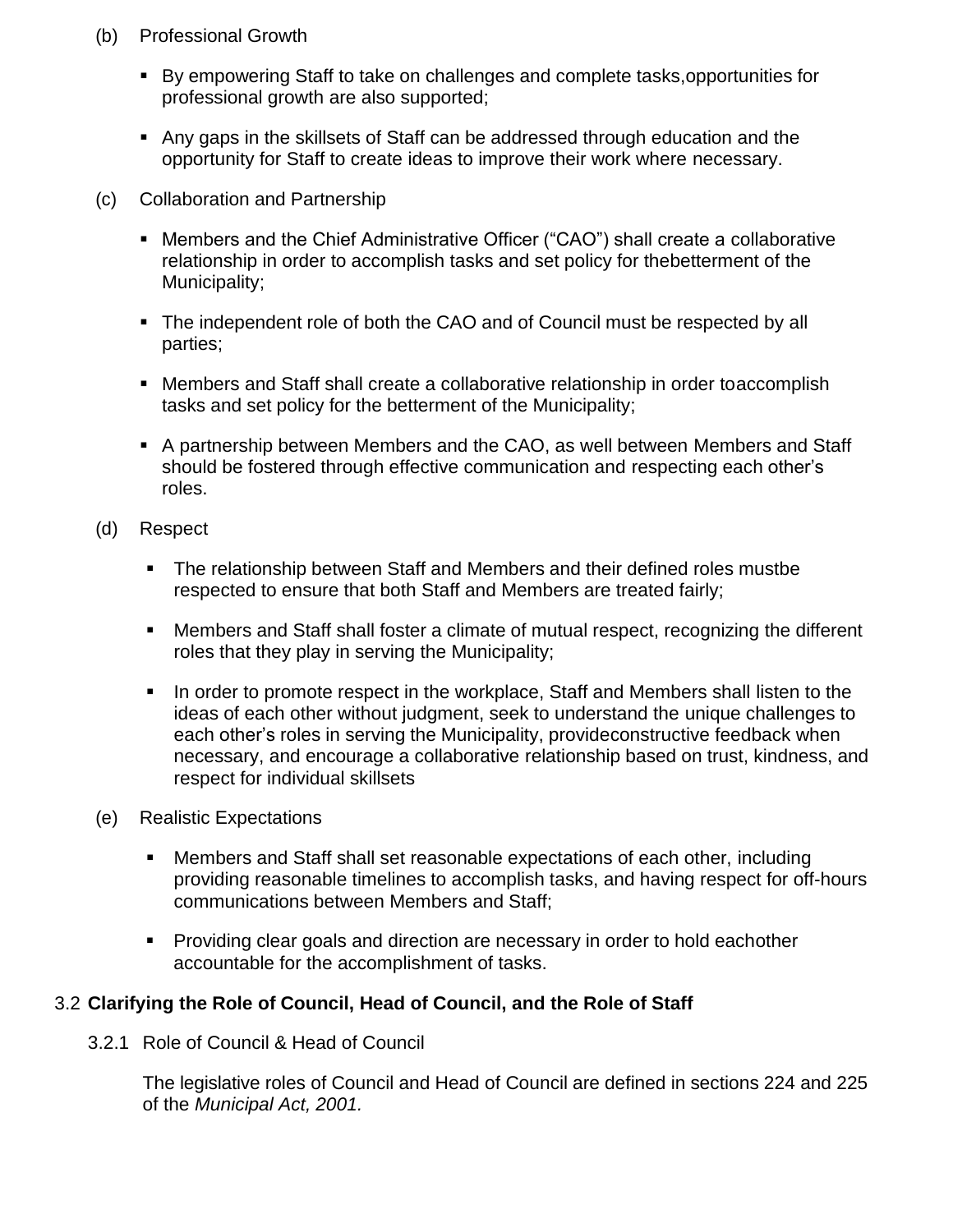(b) Professional Growth

- By empowering Staff to take on challenges and complete tasks,opportunities for professional growth are also supported;
- Any gaps in the skillsets of Staff can be addressed through education and the opportunity for Staff to create ideas to improve their work where necessary.

(c) Collaboration and Partnership

- Members and the Chief Administrative Officer (“CAO”) shall create a collaborative relationship in order to accomplish tasks and set policy for thebetterment of the Municipality;
- The independent role of both the CAO and of Council must be respected by all parties;
- Members and Staff shall create a collaborative relationship in order toaccomplish tasks and set policy for the betterment of the Municipality;
- A partnership between Members and the CAO, as well between Members and Staff should be fostered through effective communication and respecting each other’s roles.

(d) Respect

- The relationship between Staff and Members and their defined roles mustbe respected to ensure that both Staff and Members are treated fairly;
- Members and Staff shall foster a climate of mutual respect, recognizing the different roles that they play in serving the Municipality;
- In order to promote respect in the workplace, Staff and Members shall listen to the ideas of each other without judgment, seek to understand the unique challenges to each other’s roles in serving the Municipality, provideconstructive feedback when necessary, and encourage a collaborative relationship based on trust, kindness, and respect for individual skillsets

(e) Realistic Expectations

- Members and Staff shall set reasonable expectations of each other, including providing reasonable timelines to accomplish tasks, and having respect for off-hours communications between Members and Staff;
- Providing clear goals and direction are necessary in order to hold eachother accountable for the accomplishment of tasks.

## 3.2 **Clarifying the Role of Council, Head of Council, and the Role of Staff**

### 3.2.1 Role of Council & Head of Council

The legislative roles of Council and Head of Council are defined in sections 224 and 225 of the *Municipal Act, 2001.*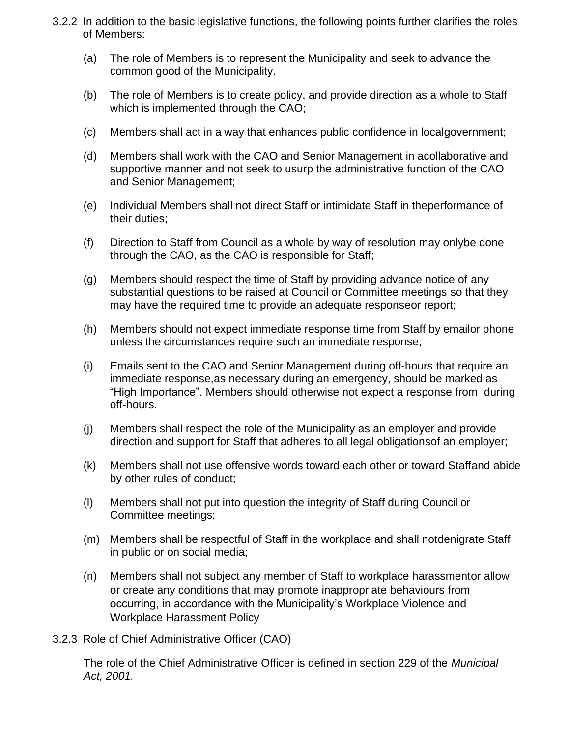3.2.2 In addition to the basic legislative functions, the following points further clarifies the roles of Members:

(a) The role of Members is to represent the Municipality and seek to advance the common good of the Municipality.

(b) The role of Members is to create policy, and provide direction as a whole to Staff which is implemented through the CAO;

(c) Members shall act in a way that enhances public confidence in localgovernment;

(d) Members shall work with the CAO and Senior Management in acollaborative and supportive manner and not seek to usurp the administrative function of the CAO and Senior Management;

(e) Individual Members shall not direct Staff or intimidate Staff in theperformance of their duties;

(f) Direction to Staff from Council as a whole by way of resolution may onlybe done through the CAO, as the CAO is responsible for Staff;

(g) Members should respect the time of Staff by providing advance notice of any substantial questions to be raised at Council or Committee meetings so that they may have the required time to provide an adequate responseor report;

(h) Members should not expect immediate response time from Staff by emailor phone unless the circumstances require such an immediate response;

(i) Emails sent to the CAO and Senior Management during off-hours that require an immediate response,as necessary during an emergency, should be marked as "High Importance". Members should otherwise not expect a response from during off-hours.

(j) Members shall respect the role of the Municipality as an employer and provide direction and support for Staff that adheres to all legal obligationsof an employer;

(k) Members shall not use offensive words toward each other or toward Staffand abide by other rules of conduct;

(l) Members shall not put into question the integrity of Staff during Council or Committee meetings;

(m) Members shall be respectful of Staff in the workplace and shall notdenigrate Staff in public or on social media;

(n) Members shall not subject any member of Staff to workplace harassmentor allow or create any conditions that may promote inappropriate behaviours from occurring, in accordance with the Municipality's Workplace Violence and Workplace Harassment Policy

3.2.3 Role of Chief Administrative Officer (CAO)

The role of the Chief Administrative Officer is defined in section 229 of the *Municipal Act, 2001*.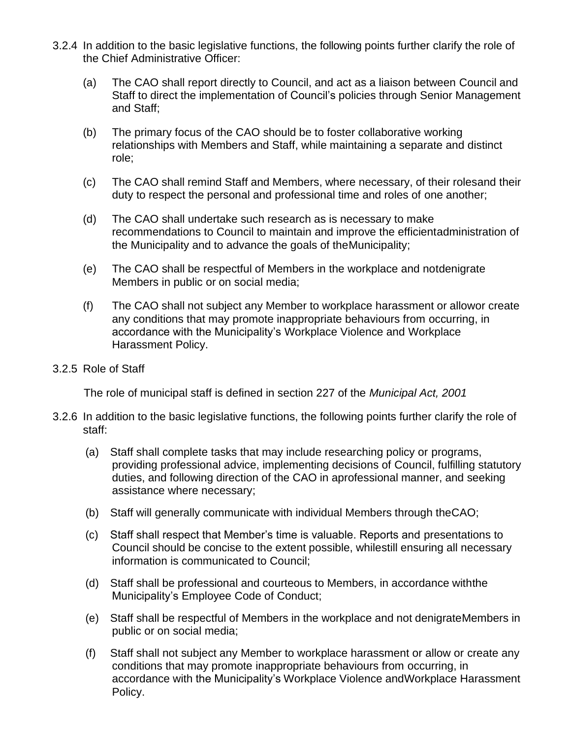3.2.4 In addition to the basic legislative functions, the following points further clarify the role of the Chief Administrative Officer:

(a) The CAO shall report directly to Council, and act as a liaison between Council and Staff to direct the implementation of Council's policies through Senior Management and Staff;

(b) The primary focus of the CAO should be to foster collaborative working relationships with Members and Staff, while maintaining a separate and distinct role;

(c) The CAO shall remind Staff and Members, where necessary, of their rolesand their duty to respect the personal and professional time and roles of one another;

(d) The CAO shall undertake such research as is necessary to make recommendations to Council to maintain and improve the efficientadministration of the Municipality and to advance the goals of theMunicipality;

(e) The CAO shall be respectful of Members in the workplace and notdenigrate Members in public or on social media;

(f) The CAO shall not subject any Member to workplace harassment or allowor create any conditions that may promote inappropriate behaviours from occurring, in accordance with the Municipality's Workplace Violence and Workplace Harassment Policy.

3.2.5 Role of Staff

The role of municipal staff is defined in section 227 of the *Municipal Act, 2001*

3.2.6 In addition to the basic legislative functions, the following points further clarify the role of staff:

(a) Staff shall complete tasks that may include researching policy or programs, providing professional advice, implementing decisions of Council, fulfilling statutory duties, and following direction of the CAO in aprofessional manner, and seeking assistance where necessary;

(b) Staff will generally communicate with individual Members through theCAO;

(c) Staff shall respect that Member's time is valuable. Reports and presentations to Council should be concise to the extent possible, whilestill ensuring all necessary information is communicated to Council;

(d) Staff shall be professional and courteous to Members, in accordance withthe Municipality's Employee Code of Conduct;

(e) Staff shall be respectful of Members in the workplace and not denigrateMembers in public or on social media;

(f) Staff shall not subject any Member to workplace harassment or allow or create any conditions that may promote inappropriate behaviours from occurring, in accordance with the Municipality's Workplace Violence andWorkplace Harassment Policy.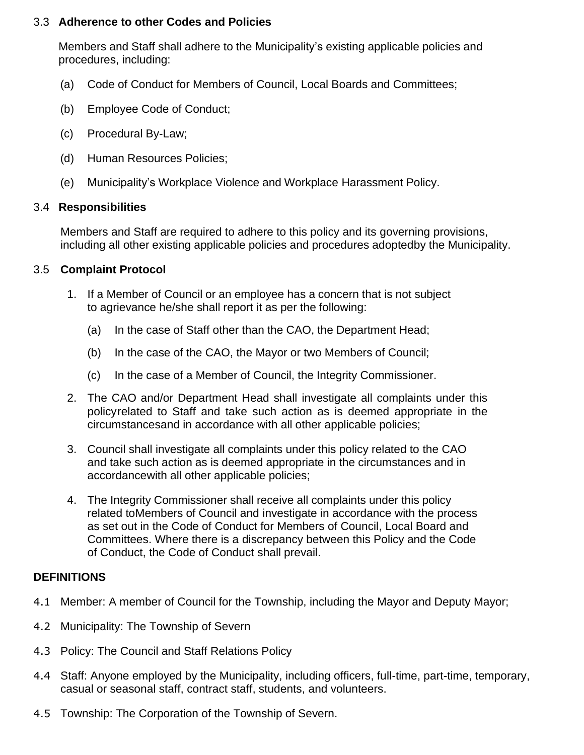### 3.3 Adherence to other Codes and Policies

Members and Staff shall adhere to the Municipality's existing applicable policies and procedures, including:

(a) Code of Conduct for Members of Council, Local Boards and Committees;

(b) Employee Code of Conduct;

(c) Procedural By-Law;

(d) Human Resources Policies;

(e) Municipality's Workplace Violence and Workplace Harassment Policy.

### 3.4 Responsibilities

Members and Staff are required to adhere to this policy and its governing provisions, including all other existing applicable policies and procedures adoptedby the Municipality.

### 3.5 Complaint Protocol

1. If a Member of Council or an employee has a concern that is not subject to agrievance he/she shall report it as per the following:

   (a) In the case of Staff other than the CAO, the Department Head;

   (b) In the case of the CAO, the Mayor or two Members of Council;

   (c) In the case of a Member of Council, the Integrity Commissioner.

2. The CAO and/or Department Head shall investigate all complaints under this policyrelated to Staff and take such action as is deemed appropriate in the circumstancesand in accordance with all other applicable policies;

3. Council shall investigate all complaints under this policy related to the CAO and take such action as is deemed appropriate in the circumstances and in accordancewith all other applicable policies;

4. The Integrity Commissioner shall receive all complaints under this policy related toMembers of Council and investigate in accordance with the process as set out in the Code of Conduct for Members of Council, Local Board and Committees. Where there is a discrepancy between this Policy and the Code of Conduct, the Code of Conduct shall prevail.

## DEFINITIONS

4.1 Member: A member of Council for the Township, including the Mayor and Deputy Mayor;

4.2 Municipality: The Township of Severn

4.3 Policy: The Council and Staff Relations Policy

4.4 Staff: Anyone employed by the Municipality, including officers, full-time, part-time, temporary, casual or seasonal staff, contract staff, students, and volunteers.

4.5 Township: The Corporation of the Township of Severn.